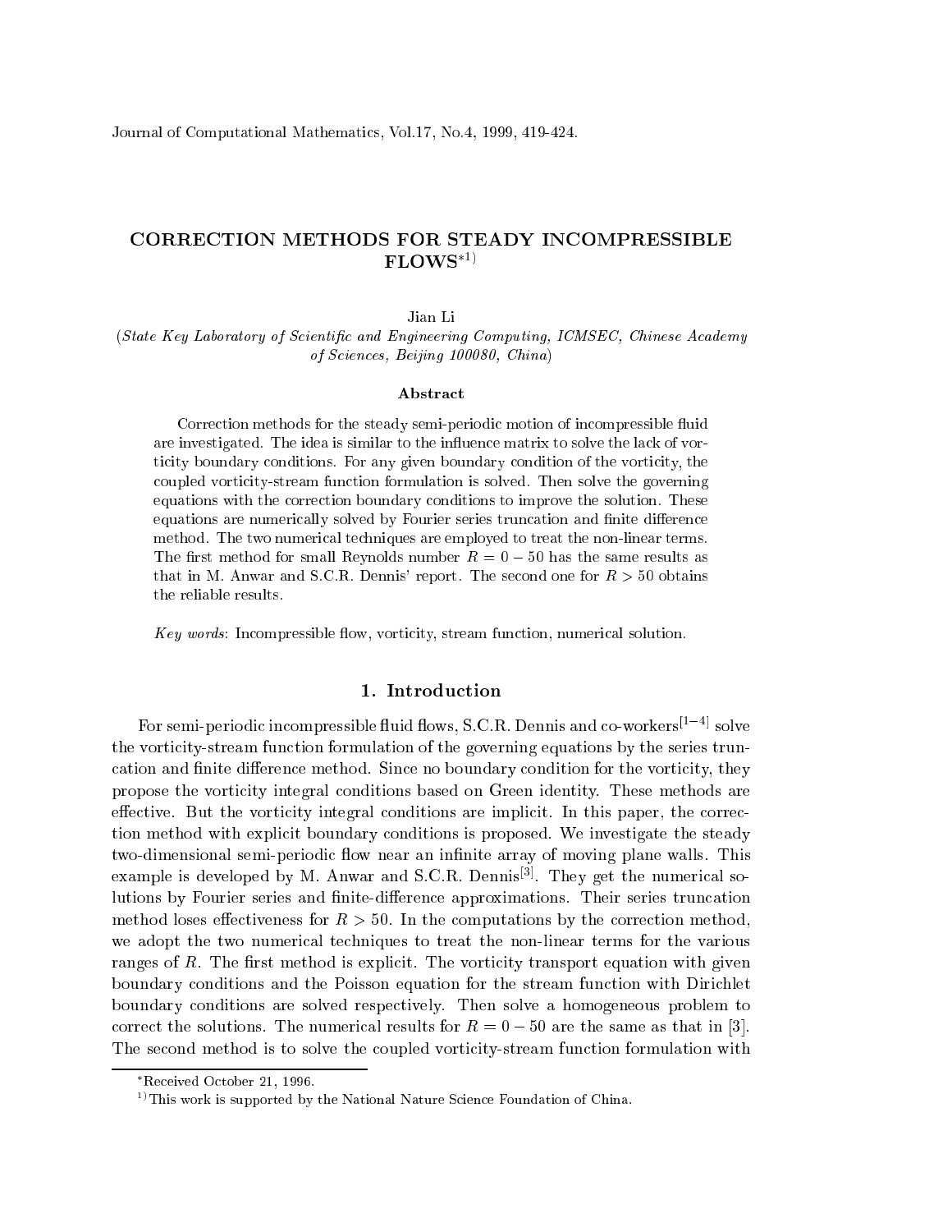Journal of Computational Mathematics, Vol.17, No.4, 1999, 419-424.

# CORRECTION METHODS FOR STEADY INCOMPRESSIBLE FLOWS[*1)]

Jian Li

*(State Key Laboratory of Scientific and Engineering Computing, ICMSEC, Chinese Academy of Sciences, Beijing 100080, China)*

### Abstract

Correction methods for the steady semi-periodic motion of incompressible fluid are investigated. The idea is similar to the influence matrix to solve the lack of vorticity boundary conditions. For any given boundary condition of the vorticity, the coupled vorticity-stream function formulation is solved. Then solve the governing equations with the correction boundary conditions to improve the solution. These equations are numerically solved by Fourier series truncation and finite difference method. The two numerical techniques are employed to treat the non-linear terms. The first method for small Reynolds number $R = 0 - 50$ has the same results as that in M. Anwar and S.C.R. Dennis' report. The second one for $R > 50$ obtains the reliable results.

*Key words*: Incompressible flow, vorticity, stream function, numerical solution.

## 1. Introduction

For semi-periodic incompressible fluid flows, S.C.R. Dennis and co-workers[1-4] solve the vorticity-stream function formulation of the governing equations by the series truncation and finite difference method. Since no boundary condition for the vorticity, they propose the vorticity integral conditions based on Green identity. These methods are effective. But the vorticity integral conditions are implicit. In this paper, the correction method with explicit boundary conditions is proposed. We investigate the steady two-dimensional semi-periodic flow near an infinite array of moving plane walls. This example is developed by M. Anwar and S.C.R. Dennis[3]. They get the numerical solutions by Fourier series and finite-difference approximations. Their series truncation method loses effectiveness for $R > 50$. In the computations by the correction method, we adopt the two numerical techniques to treat the non-linear terms for the various ranges of $R$. The first method is explicit. The vorticity transport equation with given boundary conditions and the Poisson equation for the stream function with Dirichlet boundary conditions are solved respectively. Then solve a homogeneous problem to correct the solutions. The numerical results for $R = 0 - 50$ are the same as that in [3]. The second method is to solve the coupled vorticity-stream function formulation with

*Received October 21, 1996.

1) This work is supported by the National Nature Science Foundation of China.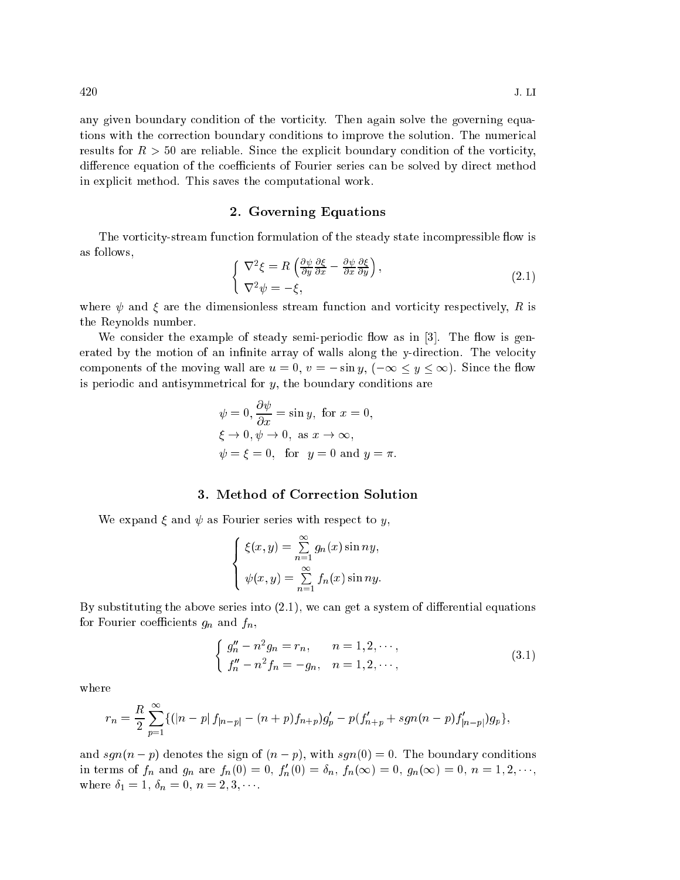any given boundary condition of the vorticity. Then again solve the governing equations with the correction boundary conditions to improve the solution. The numerical results for $R > 50$ are reliable. Since the explicit boundary condition of the vorticity, difference equation of the coefficients of Fourier series can be solved by direct method in explicit method. This saves the computational work.

## 2. Governing Equations

The vorticity-stream function formulation of the steady state incompressible flow is as follows,

$$\begin{cases} \nabla^2 \xi = R\left(\frac{\partial \psi}{\partial y}\frac{\partial \xi}{\partial x} - \frac{\partial \psi}{\partial x}\frac{\partial \xi}{\partial y}\right), \\ \nabla^2 \psi = -\xi, \end{cases} \tag{2.1}$$

where $\psi$ and $\xi$ are the dimensionless stream function and vorticity respectively, $R$ is the Reynolds number.

We consider the example of steady semi-periodic flow as in [3]. The flow is generated by the motion of an infinite array of walls along the y-direction. The velocity components of the moving wall are $u = 0$, $v = -\sin y$, $(-\infty \le y \le \infty)$. Since the flow is periodic and antisymmetrical for $y$, the boundary conditions are

$$\begin{aligned} &\psi = 0, \frac{\partial \psi}{\partial x} = \sin y, \text{ for } x = 0, \\ &\xi \to 0, \psi \to 0, \text{ as } x \to \infty, \\ &\psi = \xi = 0, \quad \text{for } \ y = 0 \text{ and } y = \pi. \end{aligned}$$

## 3. Method of Correction Solution

We expand $\xi$ and $\psi$ as Fourier series with respect to $y$,

$$\begin{cases} \xi(x, y) = \sum\limits_{n=1}^{\infty} g_n(x) \sin ny, \\ \psi(x, y) = \sum\limits_{n=1}^{\infty} f_n(x) \sin ny. \end{cases}$$

By substituting the above series into (2.1), we can get a system of differential equations for Fourier coefficients $g_n$ and $f_n$,

$$\begin{cases} g_n'' - n^2 g_n = r_n, & n = 1, 2, \cdots, \\ f_n'' - n^2 f_n = -g_n, & n = 1, 2, \cdots, \end{cases} \tag{3.1}$$

where

$$r_n = \frac{R}{2}\sum_{p=1}^{\infty}\{(|n-p|\, f_{|n-p|} - (n+p) f_{n+p}) g_p' - p(f_{n+p}' + sgn(n-p) f_{|n-p|}') g_p\},$$

and $sgn(n-p)$ denotes the sign of $(n-p)$, with $sgn(0) = 0$. The boundary conditions in terms of $f_n$ and $g_n$ are $f_n(0) = 0$, $f_n'(0) = \delta_n$, $f_n(\infty) = 0$, $g_n(\infty) = 0$, $n = 1, 2, \cdots$, where $\delta_1 = 1$, $\delta_n = 0$, $n = 2, 3, \cdots$.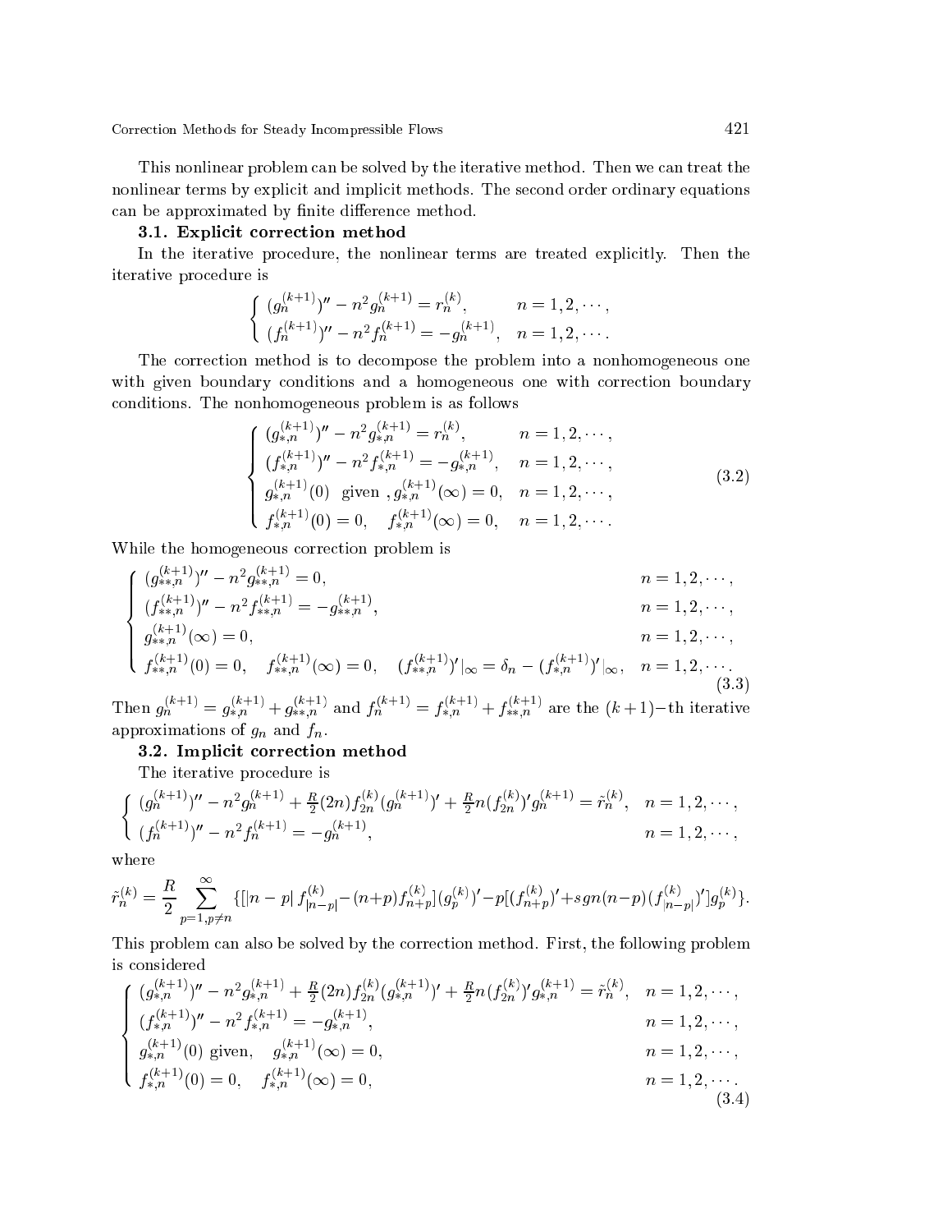This nonlinear problem can be solved by the iterative method. Then we can treat the nonlinear terms by explicit and implicit methods. The second order ordinary equations can be approximated by finite difference method.

### 3.1. Explicit correction method

In the iterative procedure, the nonlinear terms are treated explicitly. Then the iterative procedure is

$$
\begin{cases}
(g_n^{(k+1)})'' - n^2 g_n^{(k+1)} = r_n^{(k)}, & n = 1, 2, \cdots, \\
(f_n^{(k+1)})'' - n^2 f_n^{(k+1)} = -g_n^{(k+1)}, & n = 1, 2, \cdots.
\end{cases}
$$

The correction method is to decompose the problem into a nonhomogeneous one with given boundary conditions and a homogeneous one with correction boundary conditions. The nonhomogeneous problem is as follows

$$
\begin{cases}
(g_{*,n}^{(k+1)})'' - n^2 g_{*,n}^{(k+1)} = r_n^{(k)}, & n = 1, 2, \cdots, \\
(f_{*,n}^{(k+1)})'' - n^2 f_{*,n}^{(k+1)} = -g_{*,n}^{(k+1)}, & n = 1, 2, \cdots, \\
g_{*,n}^{(k+1)}(0) \text{ given }, g_{*,n}^{(k+1)}(\infty) = 0, & n = 1, 2, \cdots, \\
f_{*,n}^{(k+1)}(0) = 0, \quad f_{*,n}^{(k+1)}(\infty) = 0, & n = 1, 2, \cdots.
\end{cases}
\tag{3.2}
$$

While the homogeneous correction problem is

$$
\begin{cases}
(g_{**,n}^{(k+1)})'' - n^2 g_{**,n}^{(k+1)} = 0, & n = 1, 2, \cdots, \\
(f_{**,n}^{(k+1)})'' - n^2 f_{**,n}^{(k+1)} = -g_{**,n}^{(k+1)}, & n = 1, 2, \cdots, \\
g_{**,n}^{(k+1)}(\infty) = 0, & n = 1, 2, \cdots, \\
f_{**,n}^{(k+1)}(0) = 0, \quad f_{**,n}^{(k+1)}(\infty) = 0, \quad (f_{**,n}^{(k+1)})'|_\infty = \delta_n - (f_{*,n}^{(k+1)})'|_\infty, & n = 1, 2, \cdots.
\end{cases}
\tag{3.3}
$$

Then $g_n^{(k+1)} = g_{*,n}^{(k+1)} + g_{**,n}^{(k+1)}$ and $f_n^{(k+1)} = f_{*,n}^{(k+1)} + f_{**,n}^{(k+1)}$ are the $(k+1)-$th iterative approximations of $g_n$ and $f_n$.

### 3.2. Implicit correction method

The iterative procedure is

$$
\begin{cases}
(g_n^{(k+1)})'' - n^2 g_n^{(k+1)} + \frac{R}{2}(2n) f_{2n}^{(k)} (g_n^{(k+1)})' + \frac{R}{2} n (f_{2n}^{(k)})' g_n^{(k+1)} = \tilde{r}_n^{(k)}, & n = 1, 2, \cdots, \\
(f_n^{(k+1)})'' - n^2 f_n^{(k+1)} = -g_n^{(k+1)}, & n = 1, 2, \cdots,
\end{cases}
$$

where

$$
\tilde{r}_n^{(k)} = \frac{R}{2} \sum_{p=1, p \neq n}^{\infty} \{ [|n-p| \, f_{|n-p|}^{(k)} - (n+p) f_{n+p}^{(k)}] (g_p^{(k)})' - p [(f_{n+p}^{(k)})' + sgn(n-p)(f_{|n-p|}^{(k)})'] g_p^{(k)} \}.
$$

This problem can also be solved by the correction method. First, the following problem is considered

$$
\begin{cases}
(g_{*,n}^{(k+1)})'' - n^2 g_{*,n}^{(k+1)} + \frac{R}{2}(2n) f_{2n}^{(k)} (g_{*,n}^{(k+1)})' + \frac{R}{2} n (f_{2n}^{(k)})' g_{*,n}^{(k+1)} = \tilde{r}_n^{(k)}, & n = 1, 2, \cdots, \\
(f_{*,n}^{(k+1)})'' - n^2 f_{*,n}^{(k+1)} = -g_{*,n}^{(k+1)}, & n = 1, 2, \cdots, \\
g_{*,n}^{(k+1)}(0) \text{ given}, \quad g_{*,n}^{(k+1)}(\infty) = 0, & n = 1, 2, \cdots, \\
f_{*,n}^{(k+1)}(0) = 0, \quad f_{*,n}^{(k+1)}(\infty) = 0, & n = 1, 2, \cdots.
\end{cases}
\tag{3.4}
$$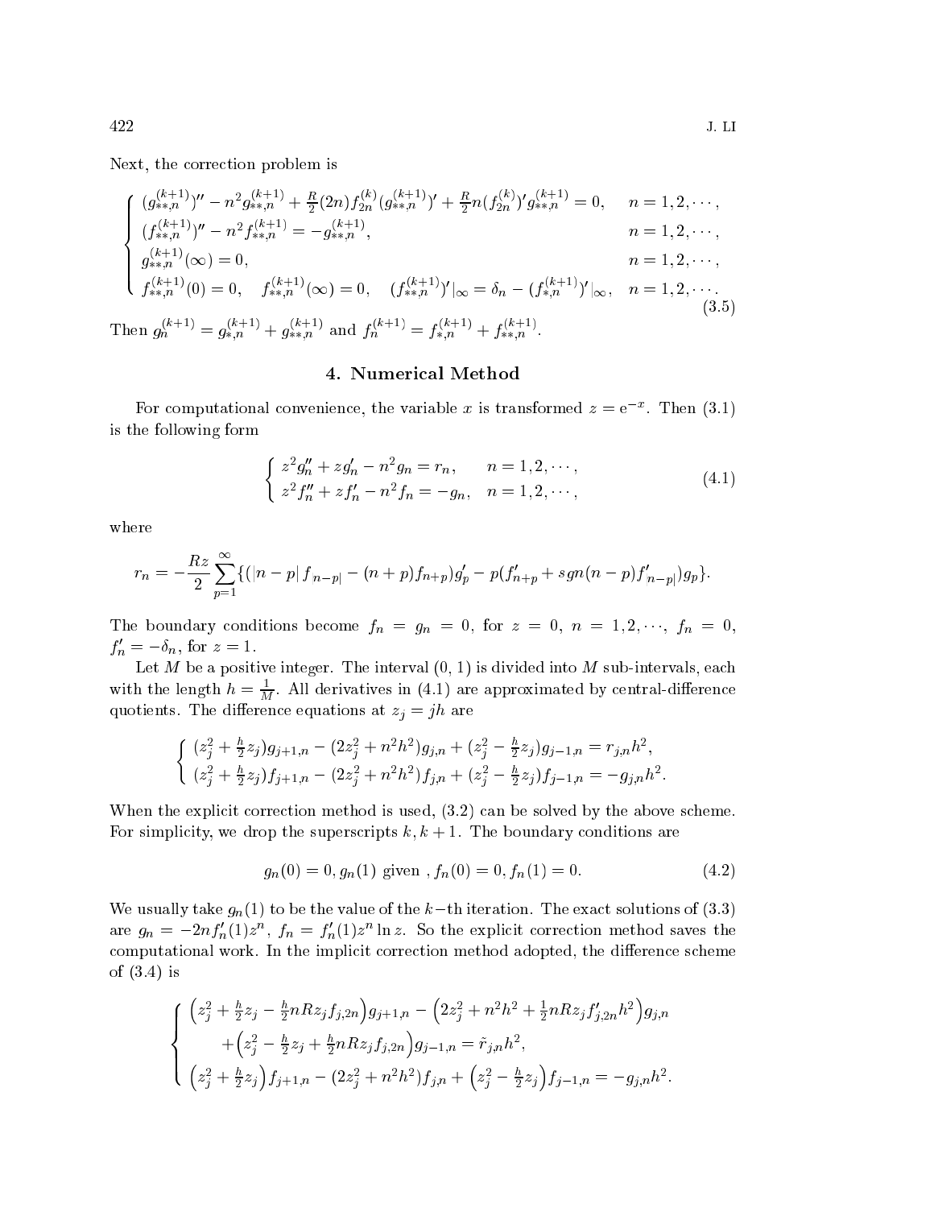Next, the correction problem is

$$
\begin{cases}
(g_{**,n}^{(k+1)})'' - n^2 g_{**,n}^{(k+1)} + \frac{R}{2}(2n) f_{2n}^{(k)} (g_{**,n}^{(k+1)})' + \frac{R}{2} n (f_{2n}^{(k)})' g_{**,n}^{(k+1)} = 0, & n = 1, 2, \cdots, \\
(f_{**,n}^{(k+1)})'' - n^2 f_{**,n}^{(k+1)} = -g_{**,n}^{(k+1)}, & n = 1, 2, \cdots, \\
g_{**,n}^{(k+1)}(\infty) = 0, & n = 1, 2, \cdots, \\
f_{**,n}^{(k+1)}(0) = 0, \quad f_{**,n}^{(k+1)}(\infty) = 0, \quad (f_{**,n}^{(k+1)})'|_\infty = \delta_n - (f_{*,n}^{(k+1)})'|_\infty, & n = 1, 2, \cdots.
\end{cases}
\tag{3.5}
$$

Then $g_n^{(k+1)} = g_{*,n}^{(k+1)} + g_{**,n}^{(k+1)}$ and $f_n^{(k+1)} = f_{*,n}^{(k+1)} + f_{**,n}^{(k+1)}$.

## 4. Numerical Method

For computational convenience, the variable $x$ is transformed $z = \mathrm{e}^{-x}$. Then (3.1) is the following form

$$
\begin{cases}
z^2 g_n'' + z g_n' - n^2 g_n = r_n, & n = 1, 2, \cdots, \\
z^2 f_n'' + z f_n' - n^2 f_n = -g_n, & n = 1, 2, \cdots,
\end{cases}
\tag{4.1}
$$

where

$$
r_n = -\frac{Rz}{2} \sum_{p=1}^{\infty} \{ (|n-p| f_{|n-p|} - (n+p) f_{n+p}) g_p' - p(f_{n+p}' + sgn(n-p) f_{|n-p|}') g_p \}.
$$

The boundary conditions become $f_n = g_n = 0$, for $z = 0$, $n = 1, 2, \cdots$, $f_n = 0$, $f_n' = -\delta_n$, for $z = 1$.

Let $M$ be a positive integer. The interval $(0, 1)$ is divided into $M$ sub-intervals, each with the length $h = \frac{1}{M}$. All derivatives in (4.1) are approximated by central-difference quotients. The difference equations at $z_j = jh$ are

$$
\begin{cases}
(z_j^2 + \frac{h}{2} z_j) g_{j+1,n} - (2z_j^2 + n^2 h^2) g_{j,n} + (z_j^2 - \frac{h}{2} z_j) g_{j-1,n} = r_{j,n} h^2, \\
(z_j^2 + \frac{h}{2} z_j) f_{j+1,n} - (2z_j^2 + n^2 h^2) f_{j,n} + (z_j^2 - \frac{h}{2} z_j) f_{j-1,n} = -g_{j,n} h^2.
\end{cases}
$$

When the explicit correction method is used, (3.2) can be solved by the above scheme. For simplicity, we drop the superscripts $k, k+1$. The boundary conditions are

$$
g_n(0) = 0, g_n(1) \text{ given }, f_n(0) = 0, f_n(1) = 0. \tag{4.2}
$$

We usually take $g_n(1)$ to be the value of the $k-$th iteration. The exact solutions of (3.3) are $g_n = -2n f_n'(1) z^n$, $f_n = f_n'(1) z^n \ln z$. So the explicit correction method saves the computational work. In the implicit correction method adopted, the difference scheme of (3.4) is

$$
\begin{cases}
\Big(z_j^2 + \frac{h}{2} z_j - \frac{h}{2} nRz_j f_{j,2n}\Big) g_{j+1,n} - \Big(2z_j^2 + n^2 h^2 + \frac{1}{2} nRz_j f_{j,2n}' h^2\Big) g_{j,n} \\
\qquad + \Big(z_j^2 - \frac{h}{2} z_j + \frac{h}{2} nRz_j f_{j,2n}\Big) g_{j-1,n} = \tilde{r}_{j,n} h^2, \\
\Big(z_j^2 + \frac{h}{2} z_j\Big) f_{j+1,n} - (2z_j^2 + n^2 h^2) f_{j,n} + \Big(z_j^2 - \frac{h}{2} z_j\Big) f_{j-1,n} = -g_{j,n} h^2.
\end{cases}
$$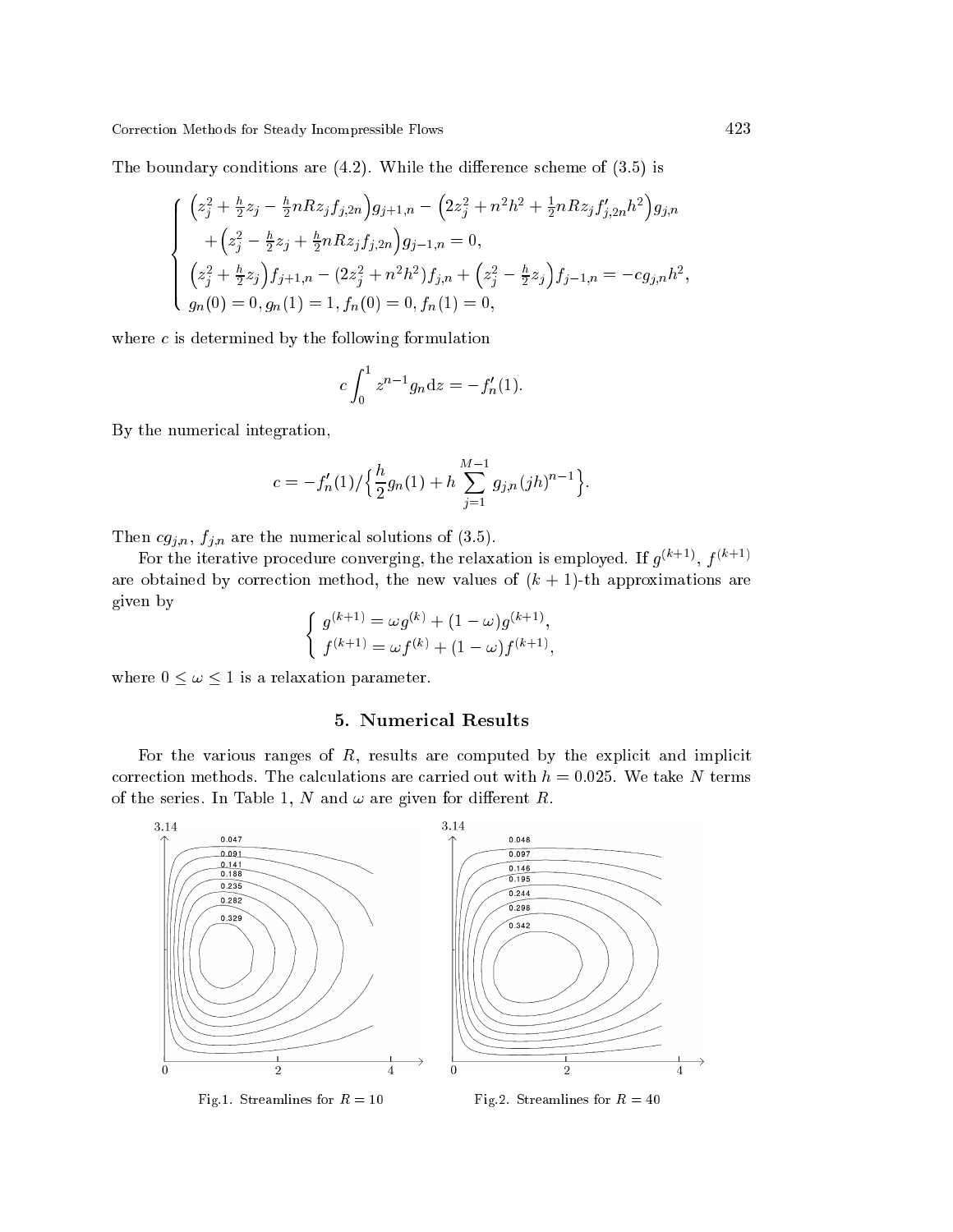The boundary conditions are (4.2). While the difference scheme of (3.5) is

$$
\begin{cases}
\left(z_j^2 + \frac{h}{2}z_j - \frac{h}{2}nRz_jf_{j,2n}\right)g_{j+1,n} - \left(2z_j^2 + n^2h^2 + \frac{1}{2}nRz_jf'_{j,2n}h^2\right)g_{j,n} \\
\quad + \left(z_j^2 - \frac{h}{2}z_j + \frac{h}{2}nRz_jf_{j,2n}\right)g_{j-1,n} = 0, \\
\left(z_j^2 + \frac{h}{2}z_j\right)f_{j+1,n} - (2z_j^2 + n^2h^2)f_{j,n} + \left(z_j^2 - \frac{h}{2}z_j\right)f_{j-1,n} = -cg_{j,n}h^2, \\
g_n(0) = 0, g_n(1) = 1, f_n(0) = 0, f_n(1) = 0,
\end{cases}
$$

where $c$ is determined by the following formulation

$$
c\int_0^1 z^{n-1}g_n \mathrm{d}z = -f'_n(1).
$$

By the numerical integration,

$$
c = -f'_n(1)/\left\{\frac{h}{2}g_n(1) + h\sum_{j=1}^{M-1} g_{j,n}(jh)^{n-1}\right\}.
$$

Then $cg_{j,n}$, $f_{j,n}$ are the numerical solutions of (3.5).

For the iterative procedure converging, the relaxation is employed. If $g^{(k+1)}$, $f^{(k+1)}$ are obtained by correction method, the new values of $(k+1)$-th approximations are given by

$$
\begin{cases}
g^{(k+1)} = \omega g^{(k)} + (1-\omega)g^{(k+1)}, \\
f^{(k+1)} = \omega f^{(k)} + (1-\omega)f^{(k+1)},
\end{cases}
$$

where $0 \le \omega \le 1$ is a relaxation parameter.

## 5. Numerical Results

For the various ranges of $R$, results are computed by the explicit and implicit correction methods. The calculations are carried out with $h = 0.025$. We take $N$ terms of the series. In Table 1, $N$ and $\omega$ are given for different $R$.

3.14
0.047
0.091
0.141
0.188
0.235
0.282
0.329
0
2
4

Fig.1. Streamlines for $R = 10$

3.14
0.048
0.097
0.146
0.195
0.244
0.298
0.342
0
2
4

Fig.2. Streamlines for $R = 40$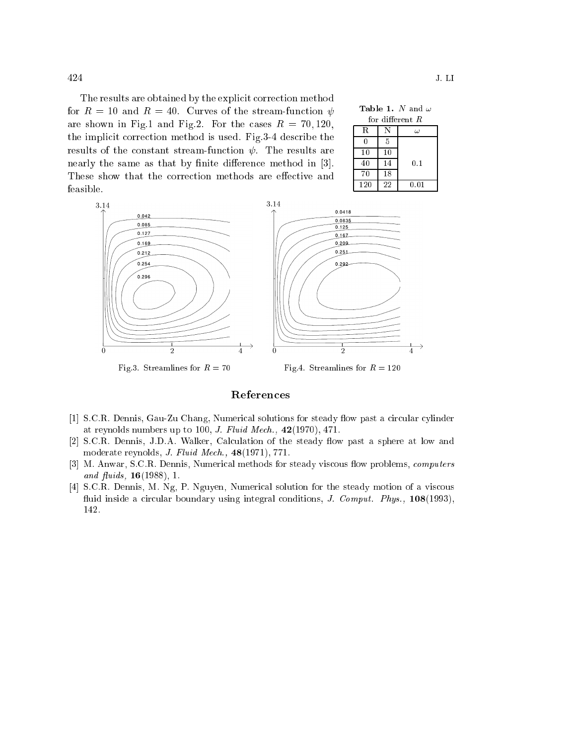The results are obtained by the explicit correction method for $R = 10$ and $R = 40$. Curves of the stream-function $\psi$ are shown in Fig.1 and Fig.2. For the cases $R = 70, 120$, the implicit correction method is used. Fig.3-4 describe the results of the constant stream-function $\psi$. The results are nearly the same as that by finite difference method in [3]. These show that the correction methods are effective and feasible.

**Table 1.** $N$ and $\omega$ for different $R$

| R | N | $\omega$ |
|---|---|---|
| 0 | 5 | |
| 10 | 10 | |
| 40 | 14 | 0.1 |
| 70 | 18 | |
| 120 | 22 | 0.01 |

3.14
0.042
0.085
0.127
0.169
0.212
0.254
0.296
0
2
4

Fig.3. Streamlines for $R = 70$

3.14
0.0418
0.0835
0.125
0.167
0.209
0.251
0.292
0
2
4

Fig.4. Streamlines for $R = 120$

## References

[1] S.C.R. Dennis, Gau-Zu Chang, Numerical solutions for steady flow past a circular cylinder at reynolds numbers up to 100, *J. Fluid Mech.,* **42**(1970), 471.

[2] S.C.R. Dennis, J.D.A. Walker, Calculation of the steady flow past a sphere at low and moderate reynolds, *J. Fluid Mech.,* **48**(1971), 771.

[3] M. Anwar, S.C.R. Dennis, Numerical methods for steady viscous flow problems, *computers and fluids,* **16**(1988), 1.

[4] S.C.R. Dennis, M. Ng, P. Nguyen, Numerical solution for the steady motion of a viscous fluid inside a circular boundary using integral conditions, *J. Comput. Phys.,* **108**(1993), 142.